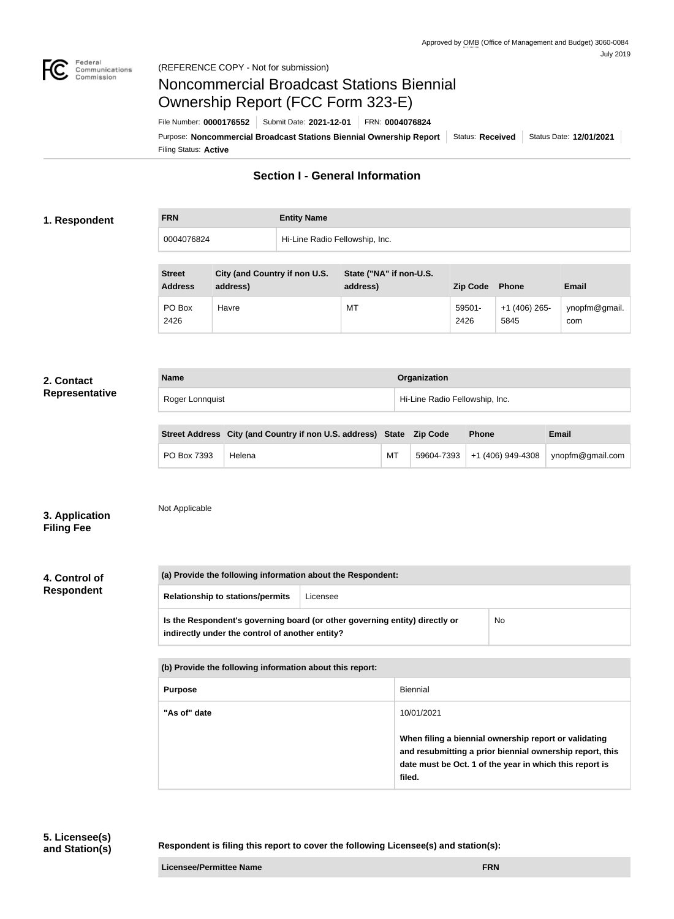Approved by OMB (Office of Management and Budget) 3060-0084
July 2019

(REFERENCE COPY - Not for submission)

# Noncommercial Broadcast Stations Biennial Ownership Report (FCC Form 323-E)

File Number: **0000176552** | Submit Date: **2021-12-01** | FRN: **0004076824**

Purpose: **Noncommercial Broadcast Stations Biennial Ownership Report** | Status: **Received** | Status Date: **12/01/2021**

Filing Status: **Active**

## Section I - General Information

### 1. Respondent

| FRN | Entity Name |
|---|---|
| 0004076824 | Hi-Line Radio Fellowship, Inc. |

| Street Address | City (and Country if non U.S. address) | State ("NA" if non-U.S. address) | Zip Code | Phone | Email |
|---|---|---|---|---|---|
| PO Box 2426 | Havre | MT | 59501-2426 | +1 (406) 265-5845 | ynopfm@gmail.com |

### 2. Contact Representative

| Name | Organization |
|---|---|
| Roger Lonnquist | Hi-Line Radio Fellowship, Inc. |

| Street Address | City (and Country if non U.S. address) | State | Zip Code | Phone | Email |
|---|---|---|---|---|---|
| PO Box 7393 | Helena | MT | 59604-7393 | +1 (406) 949-4308 | ynopfm@gmail.com |

### 3. Application Filing Fee

Not Applicable

### 4. Control of Respondent

| (a) Provide the following information about the Respondent: | |
|---|---|
| **Relationship to stations/permits** | Licensee |
| **Is the Respondent's governing board (or other governing entity) directly or indirectly under the control of another entity?** | No |

| (b) Provide the following information about this report: | |
|---|---|
| **Purpose** | Biennial |
| **"As of" date** | 10/01/2021<br><br>**When filing a biennial ownership report or validating and resubmitting a prior biennial ownership report, this date must be Oct. 1 of the year in which this report is filed.** |

### 5. Licensee(s) and Station(s)

**Respondent is filing this report to cover the following Licensee(s) and station(s):**

| Licensee/Permittee Name | FRN |
|---|---|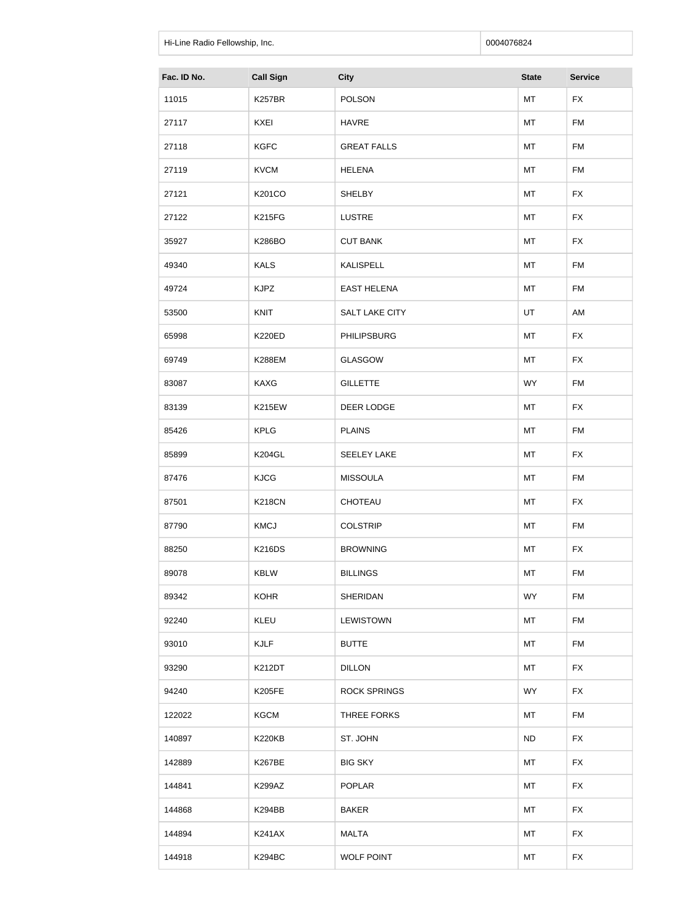| Hi-Line Radio Fellowship, Inc. | 0004076824 |
|---|---|

| Fac. ID No. | Call Sign | City | State | Service |
|---|---|---|---|---|
| 11015 | K257BR | POLSON | MT | FX |
| 27117 | KXEI | HAVRE | MT | FM |
| 27118 | KGFC | GREAT FALLS | MT | FM |
| 27119 | KVCM | HELENA | MT | FM |
| 27121 | K201CO | SHELBY | MT | FX |
| 27122 | K215FG | LUSTRE | MT | FX |
| 35927 | K286BO | CUT BANK | MT | FX |
| 49340 | KALS | KALISPELL | MT | FM |
| 49724 | KJPZ | EAST HELENA | MT | FM |
| 53500 | KNIT | SALT LAKE CITY | UT | AM |
| 65998 | K220ED | PHILIPSBURG | MT | FX |
| 69749 | K288EM | GLASGOW | MT | FX |
| 83087 | KAXG | GILLETTE | WY | FM |
| 83139 | K215EW | DEER LODGE | MT | FX |
| 85426 | KPLG | PLAINS | MT | FM |
| 85899 | K204GL | SEELEY LAKE | MT | FX |
| 87476 | KJCG | MISSOULA | MT | FM |
| 87501 | K218CN | CHOTEAU | MT | FX |
| 87790 | KMCJ | COLSTRIP | MT | FM |
| 88250 | K216DS | BROWNING | MT | FX |
| 89078 | KBLW | BILLINGS | MT | FM |
| 89342 | KOHR | SHERIDAN | WY | FM |
| 92240 | KLEU | LEWISTOWN | MT | FM |
| 93010 | KJLF | BUTTE | MT | FM |
| 93290 | K212DT | DILLON | MT | FX |
| 94240 | K205FE | ROCK SPRINGS | WY | FX |
| 122022 | KGCM | THREE FORKS | MT | FM |
| 140897 | K220KB | ST. JOHN | ND | FX |
| 142889 | K267BE | BIG SKY | MT | FX |
| 144841 | K299AZ | POPLAR | MT | FX |
| 144868 | K294BB | BAKER | MT | FX |
| 144894 | K241AX | MALTA | MT | FX |
| 144918 | K294BC | WOLF POINT | MT | FX |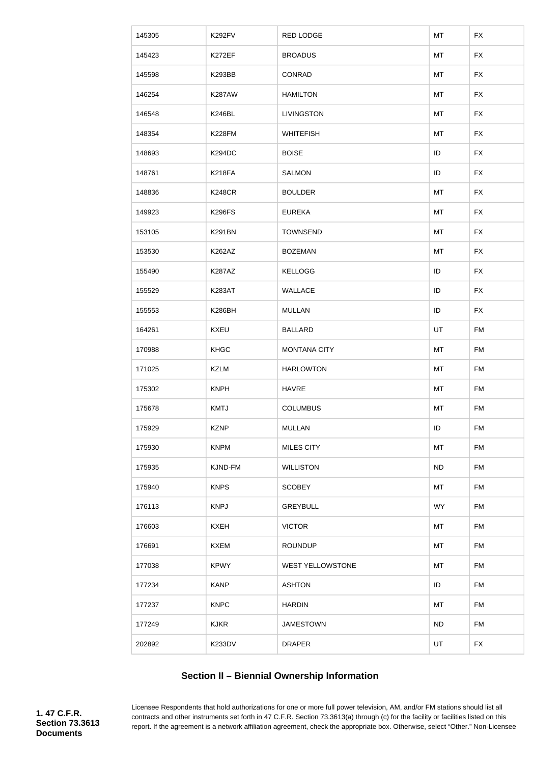| 145305 | K292FV | RED LODGE | MT | FX |
|---|---|---|---|---|
| 145423 | K272EF | BROADUS | MT | FX |
| 145598 | K293BB | CONRAD | MT | FX |
| 146254 | K287AW | HAMILTON | MT | FX |
| 146548 | K246BL | LIVINGSTON | MT | FX |
| 148354 | K228FM | WHITEFISH | MT | FX |
| 148693 | K294DC | BOISE | ID | FX |
| 148761 | K218FA | SALMON | ID | FX |
| 148836 | K248CR | BOULDER | MT | FX |
| 149923 | K296FS | EUREKA | MT | FX |
| 153105 | K291BN | TOWNSEND | MT | FX |
| 153530 | K262AZ | BOZEMAN | MT | FX |
| 155490 | K287AZ | KELLOGG | ID | FX |
| 155529 | K283AT | WALLACE | ID | FX |
| 155553 | K286BH | MULLAN | ID | FX |
| 164261 | KXEU | BALLARD | UT | FM |
| 170988 | KHGC | MONTANA CITY | MT | FM |
| 171025 | KZLM | HARLOWTON | MT | FM |
| 175302 | KNPH | HAVRE | MT | FM |
| 175678 | KMTJ | COLUMBUS | MT | FM |
| 175929 | KZNP | MULLAN | ID | FM |
| 175930 | KNPM | MILES CITY | MT | FM |
| 175935 | KJND-FM | WILLISTON | ND | FM |
| 175940 | KNPS | SCOBEY | MT | FM |
| 176113 | KNPJ | GREYBULL | WY | FM |
| 176603 | KXEH | VICTOR | MT | FM |
| 176691 | KXEM | ROUNDUP | MT | FM |
| 177038 | KPWY | WEST YELLOWSTONE | MT | FM |
| 177234 | KANP | ASHTON | ID | FM |
| 177237 | KNPC | HARDIN | MT | FM |
| 177249 | KJKR | JAMESTOWN | ND | FM |
| 202892 | K233DV | DRAPER | UT | FX |

## Section II – Biennial Ownership Information

**1. 47 C.F.R. Section 73.3613 Documents**

Licensee Respondents that hold authorizations for one or more full power television, AM, and/or FM stations should list all contracts and other instruments set forth in 47 C.F.R. Section 73.3613(a) through (c) for the facility or facilities listed on this report. If the agreement is a network affiliation agreement, check the appropriate box. Otherwise, select "Other." Non-Licensee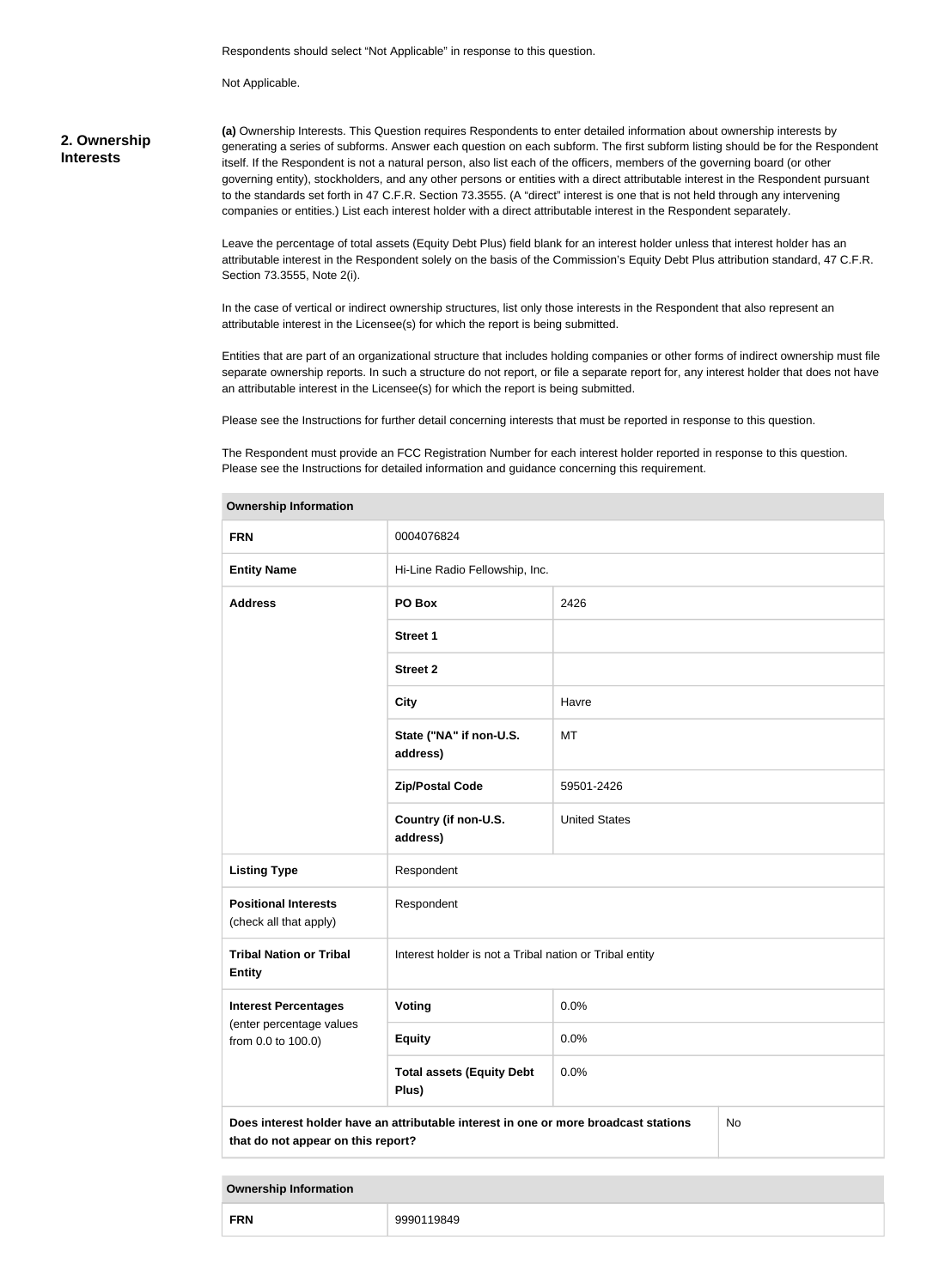Respondents should select “Not Applicable” in response to this question.

Not Applicable.

## 2. Ownership Interests

**(a)** Ownership Interests. This Question requires Respondents to enter detailed information about ownership interests by generating a series of subforms. Answer each question on each subform. The first subform listing should be for the Respondent itself. If the Respondent is not a natural person, also list each of the officers, members of the governing board (or other governing entity), stockholders, and any other persons or entities with a direct attributable interest in the Respondent pursuant to the standards set forth in 47 C.F.R. Section 73.3555. (A “direct” interest is one that is not held through any intervening companies or entities.) List each interest holder with a direct attributable interest in the Respondent separately.

Leave the percentage of total assets (Equity Debt Plus) field blank for an interest holder unless that interest holder has an attributable interest in the Respondent solely on the basis of the Commission's Equity Debt Plus attribution standard, 47 C.F.R. Section 73.3555, Note 2(i).

In the case of vertical or indirect ownership structures, list only those interests in the Respondent that also represent an attributable interest in the Licensee(s) for which the report is being submitted.

Entities that are part of an organizational structure that includes holding companies or other forms of indirect ownership must file separate ownership reports. In such a structure do not report, or file a separate report for, any interest holder that does not have an attributable interest in the Licensee(s) for which the report is being submitted.

Please see the Instructions for further detail concerning interests that must be reported in response to this question.

The Respondent must provide an FCC Registration Number for each interest holder reported in response to this question. Please see the Instructions for detailed information and guidance concerning this requirement.

| **Ownership Information** | | |
|---|---|---|
| **FRN** | 0004076824 | |
| **Entity Name** | Hi-Line Radio Fellowship, Inc. | |
| **Address** | **PO Box** | 2426 |
| | **Street 1** | |
| | **Street 2** | |
| | **City** | Havre |
| | **State ("NA" if non-U.S. address)** | MT |
| | **Zip/Postal Code** | 59501-2426 |
| | **Country (if non-U.S. address)** | United States |
| **Listing Type** | Respondent | |
| **Positional Interests** (check all that apply) | Respondent | |
| **Tribal Nation or Tribal Entity** | Interest holder is not a Tribal nation or Tribal entity | |
| **Interest Percentages** (enter percentage values from 0.0 to 100.0) | **Voting** | 0.0% |
| | **Equity** | 0.0% |
| | **Total assets (Equity Debt Plus)** | 0.0% |
| **Does interest holder have an attributable interest in one or more broadcast stations that do not appear on this report?** | | No |

| **Ownership Information** | |
|---|---|
| **FRN** | 9990119849 |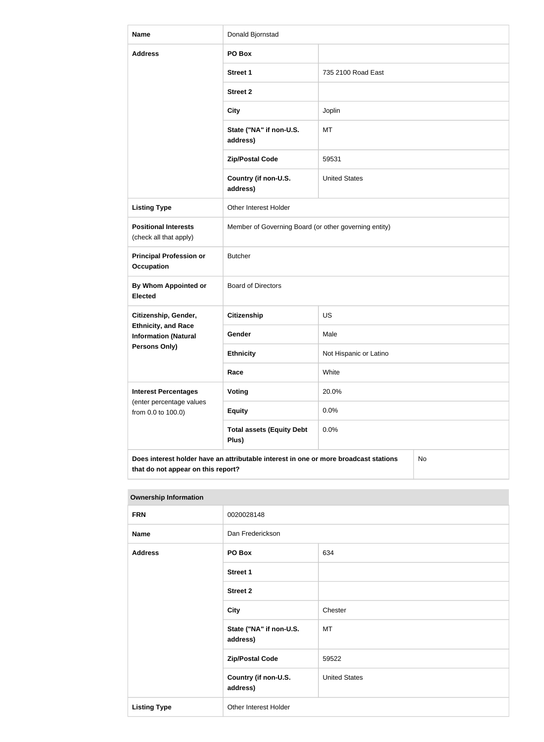| Name | Donald Bjornstad | |
|---|---|---|
| Address | PO Box | |
| | Street 1 | 735 2100 Road East |
| | Street 2 | |
| | City | Joplin |
| | State ("NA" if non-U.S. address) | MT |
| | Zip/Postal Code | 59531 |
| | Country (if non-U.S. address) | United States |
| Listing Type | Other Interest Holder | |
| Positional Interests (check all that apply) | Member of Governing Board (or other governing entity) | |
| Principal Profession or Occupation | Butcher | |
| By Whom Appointed or Elected | Board of Directors | |
| Citizenship, Gender, Ethnicity, and Race Information (Natural Persons Only) | Citizenship | US |
| | Gender | Male |
| | Ethnicity | Not Hispanic or Latino |
| | Race | White |
| Interest Percentages (enter percentage values from 0.0 to 100.0) | Voting | 20.0% |
| | Equity | 0.0% |
| | Total assets (Equity Debt Plus) | 0.0% |
| Does interest holder have an attributable interest in one or more broadcast stations that do not appear on this report? | | No |

| Ownership Information | | |
|---|---|---|
| FRN | 0020028148 | |
| Name | Dan Frederickson | |
| Address | PO Box | 634 |
| | Street 1 | |
| | Street 2 | |
| | City | Chester |
| | State ("NA" if non-U.S. address) | MT |
| | Zip/Postal Code | 59522 |
| | Country (if non-U.S. address) | United States |
| Listing Type | Other Interest Holder | |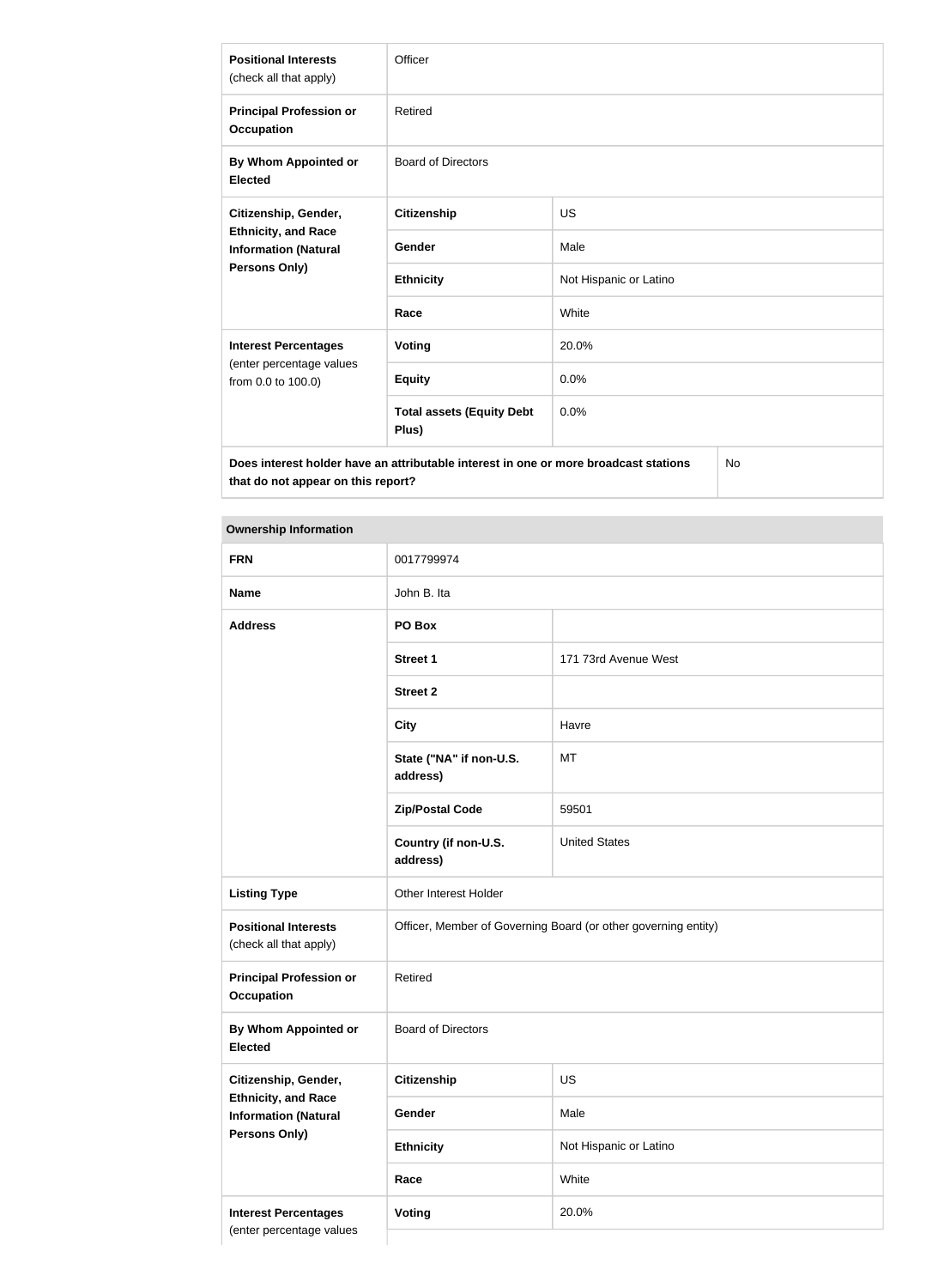| | | |
|---|---|---|
| **Positional Interests** (check all that apply) | Officer | |
| **Principal Profession or Occupation** | Retired | |
| **By Whom Appointed or Elected** | Board of Directors | |
| **Citizenship, Gender, Ethnicity, and Race Information (Natural Persons Only)** | **Citizenship** | US |
| | **Gender** | Male |
| | **Ethnicity** | Not Hispanic or Latino |
| | **Race** | White |
| **Interest Percentages** (enter percentage values from 0.0 to 100.0) | **Voting** | 20.0% |
| | **Equity** | 0.0% |
| | **Total assets (Equity Debt Plus)** | 0.0% |
| **Does interest holder have an attributable interest in one or more broadcast stations that do not appear on this report?** | | No |

| **Ownership Information** | | |
|---|---|---|
| **FRN** | 0017799974 | |
| **Name** | John B. Ita | |
| **Address** | **PO Box** | |
| | **Street 1** | 171 73rd Avenue West |
| | **Street 2** | |
| | **City** | Havre |
| | **State ("NA" if non-U.S. address)** | MT |
| | **Zip/Postal Code** | 59501 |
| | **Country (if non-U.S. address)** | United States |
| **Listing Type** | Other Interest Holder | |
| **Positional Interests** (check all that apply) | Officer, Member of Governing Board (or other governing entity) | |
| **Principal Profession or Occupation** | Retired | |
| **By Whom Appointed or Elected** | Board of Directors | |
| **Citizenship, Gender, Ethnicity, and Race Information (Natural Persons Only)** | **Citizenship** | US |
| | **Gender** | Male |
| | **Ethnicity** | Not Hispanic or Latino |
| | **Race** | White |
| **Interest Percentages** (enter percentage values | **Voting** | 20.0% |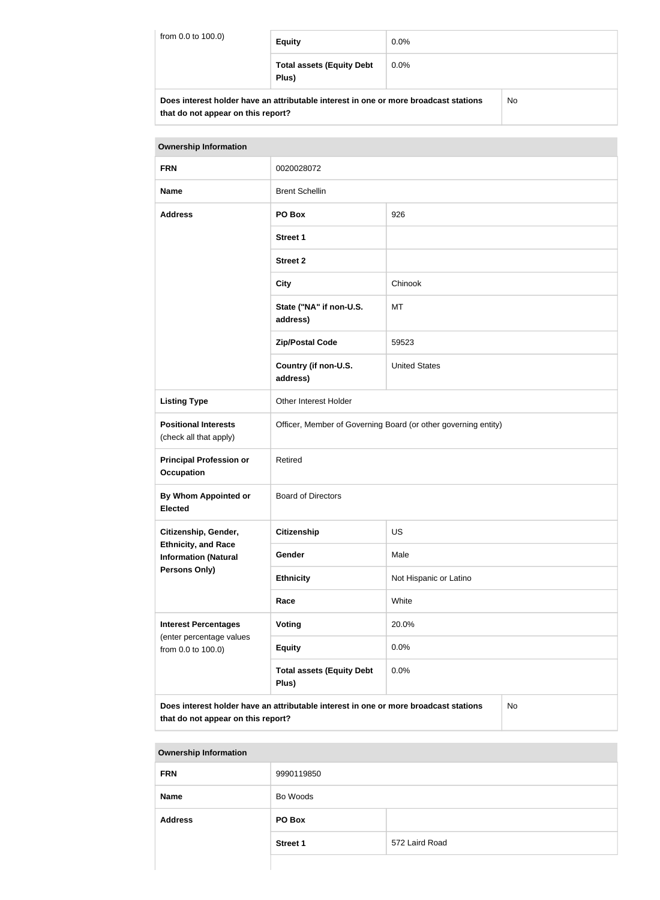| from 0.0 to 100.0) | Equity | 0.0% |
|---|---|---|
| | **Total assets (Equity Debt Plus)** | 0.0% |

| **Does interest holder have an attributable interest in one or more broadcast stations that do not appear on this report?** | No |
|---|---|

| **Ownership Information** | | |
|---|---|---|
| **FRN** | 0020028072 | |
| **Name** | Brent Schellin | |
| **Address** | **PO Box** | 926 |
| | **Street 1** | |
| | **Street 2** | |
| | **City** | Chinook |
| | **State ("NA" if non-U.S. address)** | MT |
| | **Zip/Postal Code** | 59523 |
| | **Country (if non-U.S. address)** | United States |
| **Listing Type** | Other Interest Holder | |
| **Positional Interests** (check all that apply) | Officer, Member of Governing Board (or other governing entity) | |
| **Principal Profession or Occupation** | Retired | |
| **By Whom Appointed or Elected** | Board of Directors | |
| **Citizenship, Gender, Ethnicity, and Race Information (Natural Persons Only)** | **Citizenship** | US |
| | **Gender** | Male |
| | **Ethnicity** | Not Hispanic or Latino |
| | **Race** | White |
| **Interest Percentages** (enter percentage values from 0.0 to 100.0) | **Voting** | 20.0% |
| | **Equity** | 0.0% |
| | **Total assets (Equity Debt Plus)** | 0.0% |

| **Does interest holder have an attributable interest in one or more broadcast stations that do not appear on this report?** | No |
|---|---|

| **Ownership Information** | | |
|---|---|---|
| **FRN** | 9990119850 | |
| **Name** | Bo Woods | |
| **Address** | **PO Box** | |
| | **Street 1** | 572 Laird Road |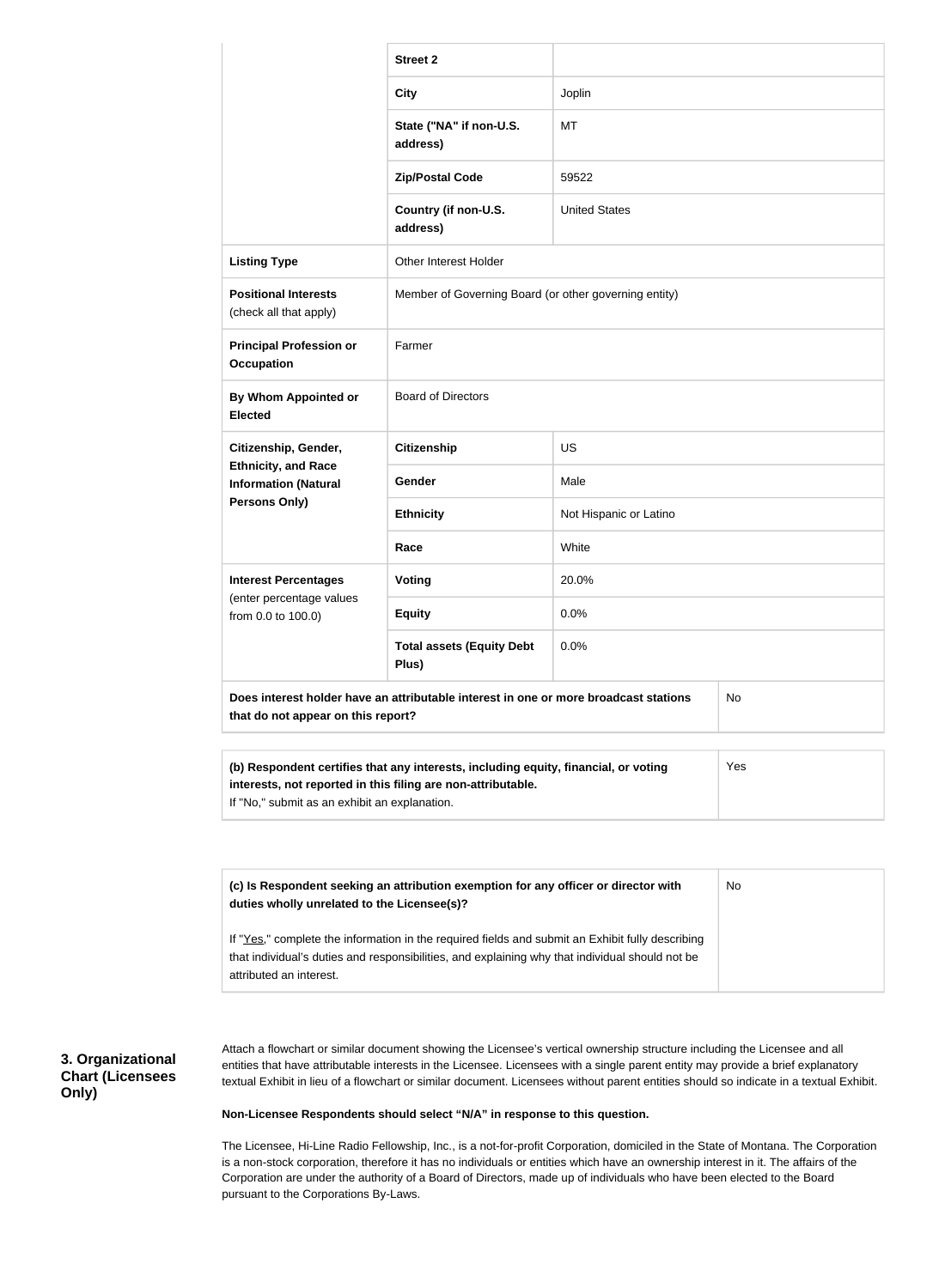| | | |
|---|---|---|
| | **Street 2** | |
| | **City** | Joplin |
| | **State ("NA" if non-U.S. address)** | MT |
| | **Zip/Postal Code** | 59522 |
| | **Country (if non-U.S. address)** | United States |
| **Listing Type** | Other Interest Holder | |
| **Positional Interests** (check all that apply) | Member of Governing Board (or other governing entity) | |
| **Principal Profession or Occupation** | Farmer | |
| **By Whom Appointed or Elected** | Board of Directors | |
| **Citizenship, Gender, Ethnicity, and Race Information (Natural Persons Only)** | **Citizenship** | US |
| | **Gender** | Male |
| | **Ethnicity** | Not Hispanic or Latino |
| | **Race** | White |
| **Interest Percentages** (enter percentage values from 0.0 to 100.0) | **Voting** | 20.0% |
| | **Equity** | 0.0% |
| | **Total assets (Equity Debt Plus)** | 0.0% |
| **Does interest holder have an attributable interest in one or more broadcast stations that do not appear on this report?** | | No |

| | |
|---|---|
| **(b) Respondent certifies that any interests, including equity, financial, or voting interests, not reported in this filing are non-attributable.** If "No," submit as an exhibit an explanation. | Yes |

| | |
|---|---|
| **(c) Is Respondent seeking an attribution exemption for any officer or director with duties wholly unrelated to the Licensee(s)?** If "Yes," complete the information in the required fields and submit an Exhibit fully describing that individual's duties and responsibilities, and explaining why that individual should not be attributed an interest. | No |

### 3. Organizational Chart (Licensees Only)

Attach a flowchart or similar document showing the Licensee's vertical ownership structure including the Licensee and all entities that have attributable interests in the Licensee. Licensees with a single parent entity may provide a brief explanatory textual Exhibit in lieu of a flowchart or similar document. Licensees without parent entities should so indicate in a textual Exhibit.

**Non-Licensee Respondents should select "N/A" in response to this question.**

The Licensee, Hi-Line Radio Fellowship, Inc., is a not-for-profit Corporation, domiciled in the State of Montana. The Corporation is a non-stock corporation, therefore it has no individuals or entities which have an ownership interest in it. The affairs of the Corporation are under the authority of a Board of Directors, made up of individuals who have been elected to the Board pursuant to the Corporations By-Laws.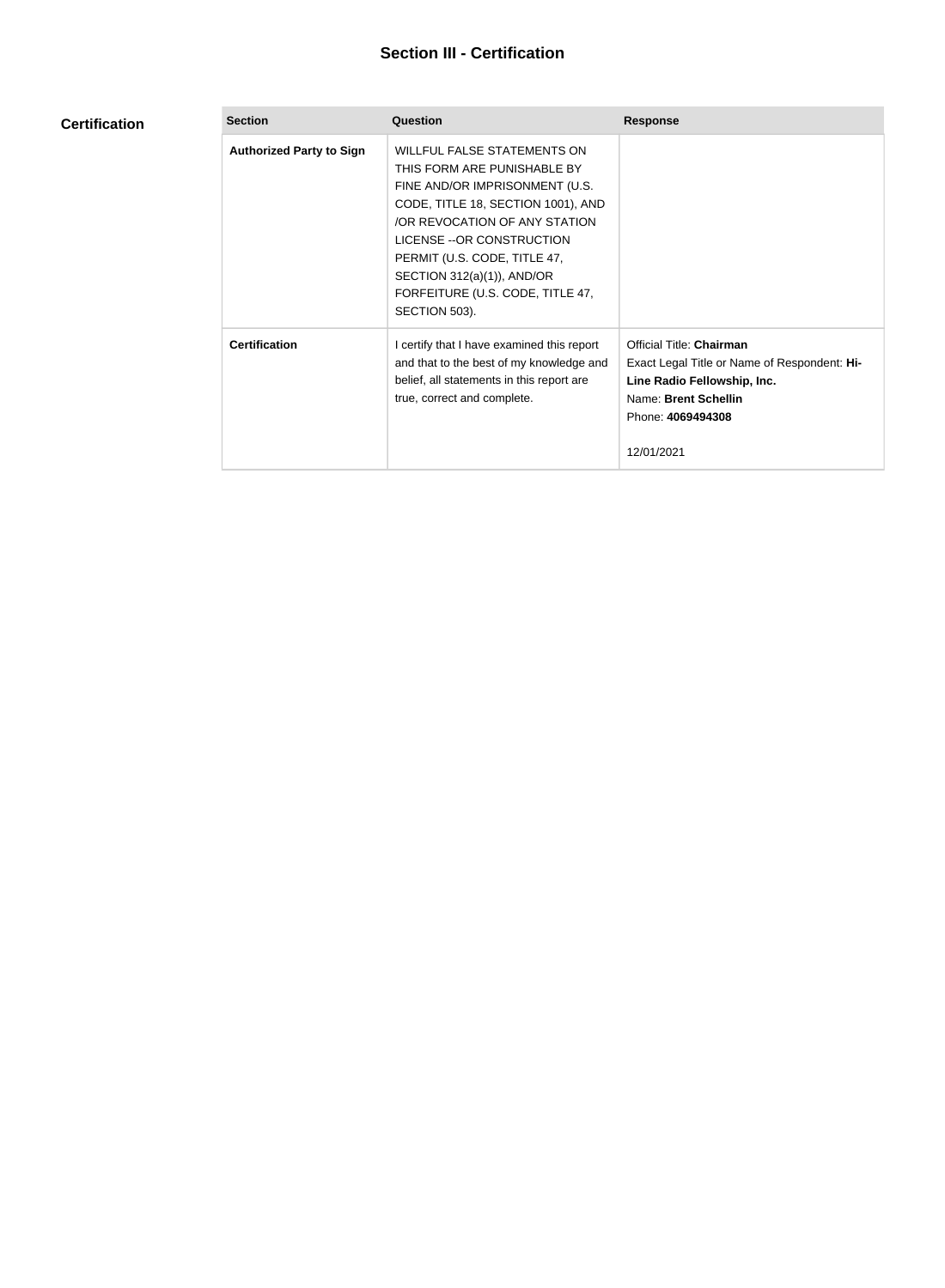# Section III - Certification

**Certification**

| Section | Question | Response |
|---|---|---|
| **Authorized Party to Sign** | WILLFUL FALSE STATEMENTS ON THIS FORM ARE PUNISHABLE BY FINE AND/OR IMPRISONMENT (U.S. CODE, TITLE 18, SECTION 1001), AND /OR REVOCATION OF ANY STATION LICENSE --OR CONSTRUCTION PERMIT (U.S. CODE, TITLE 47, SECTION 312(a)(1)), AND/OR FORFEITURE (U.S. CODE, TITLE 47, SECTION 503). | |
| **Certification** | I certify that I have examined this report and that to the best of my knowledge and belief, all statements in this report are true, correct and complete. | Official Title: **Chairman**<br>Exact Legal Title or Name of Respondent: **Hi-Line Radio Fellowship, Inc.**<br>Name: **Brent Schellin**<br>Phone: **4069494308**<br><br>12/01/2021 |